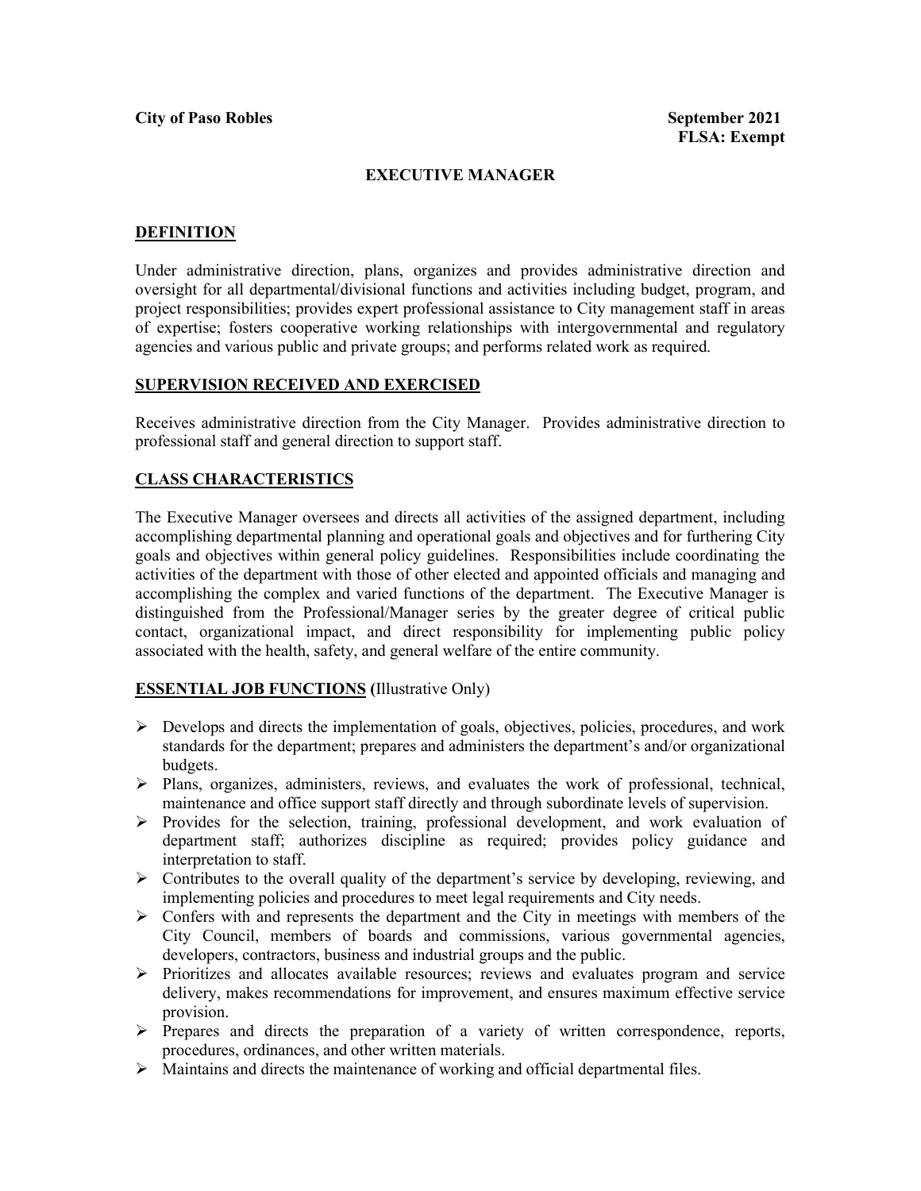**City of Paso Robles** **September 2021**
**FLSA: Exempt**

# EXECUTIVE MANAGER

## DEFINITION

Under administrative direction, plans, organizes and provides administrative direction and oversight for all departmental/divisional functions and activities including budget, program, and project responsibilities; provides expert professional assistance to City management staff in areas of expertise; fosters cooperative working relationships with intergovernmental and regulatory agencies and various public and private groups; and performs related work as required.

## SUPERVISION RECEIVED AND EXERCISED

Receives administrative direction from the City Manager. Provides administrative direction to professional staff and general direction to support staff.

## CLASS CHARACTERISTICS

The Executive Manager oversees and directs all activities of the assigned department, including accomplishing departmental planning and operational goals and objectives and for furthering City goals and objectives within general policy guidelines. Responsibilities include coordinating the activities of the department with those of other elected and appointed officials and managing and accomplishing the complex and varied functions of the department. The Executive Manager is distinguished from the Professional/Manager series by the greater degree of critical public contact, organizational impact, and direct responsibility for implementing public policy associated with the health, safety, and general welfare of the entire community.

## ESSENTIAL JOB FUNCTIONS (Illustrative Only)

- Develops and directs the implementation of goals, objectives, policies, procedures, and work standards for the department; prepares and administers the department's and/or organizational budgets.
- Plans, organizes, administers, reviews, and evaluates the work of professional, technical, maintenance and office support staff directly and through subordinate levels of supervision.
- Provides for the selection, training, professional development, and work evaluation of department staff; authorizes discipline as required; provides policy guidance and interpretation to staff.
- Contributes to the overall quality of the department's service by developing, reviewing, and implementing policies and procedures to meet legal requirements and City needs.
- Confers with and represents the department and the City in meetings with members of the City Council, members of boards and commissions, various governmental agencies, developers, contractors, business and industrial groups and the public.
- Prioritizes and allocates available resources; reviews and evaluates program and service delivery, makes recommendations for improvement, and ensures maximum effective service provision.
- Prepares and directs the preparation of a variety of written correspondence, reports, procedures, ordinances, and other written materials.
- Maintains and directs the maintenance of working and official departmental files.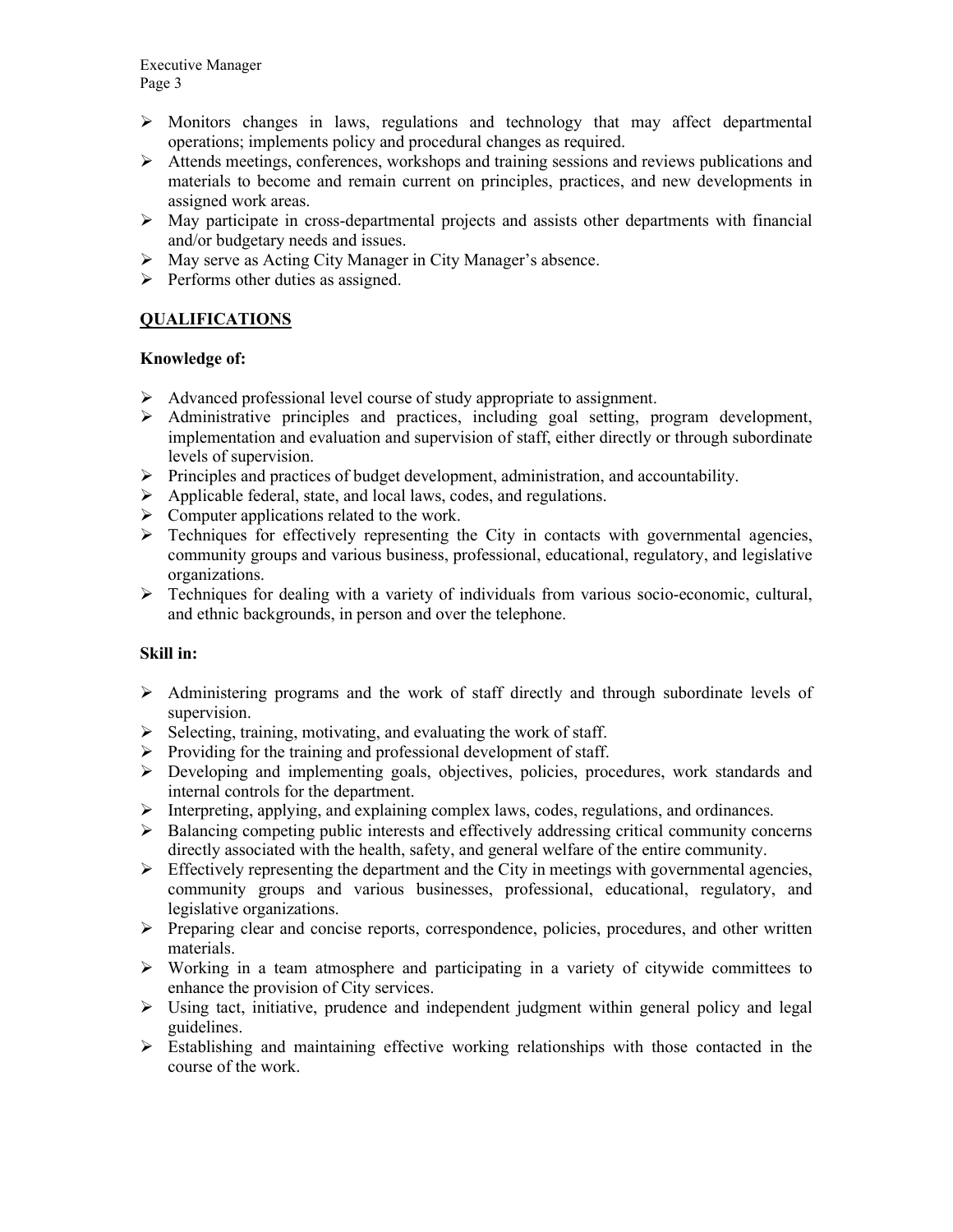- Monitors changes in laws, regulations and technology that may affect departmental operations; implements policy and procedural changes as required.
- Attends meetings, conferences, workshops and training sessions and reviews publications and materials to become and remain current on principles, practices, and new developments in assigned work areas.
- May participate in cross-departmental projects and assists other departments with financial and/or budgetary needs and issues.
- May serve as Acting City Manager in City Manager's absence.
- Performs other duties as assigned.

## QUALIFICATIONS

**Knowledge of:**

- Advanced professional level course of study appropriate to assignment.
- Administrative principles and practices, including goal setting, program development, implementation and evaluation and supervision of staff, either directly or through subordinate levels of supervision.
- Principles and practices of budget development, administration, and accountability.
- Applicable federal, state, and local laws, codes, and regulations.
- Computer applications related to the work.
- Techniques for effectively representing the City in contacts with governmental agencies, community groups and various business, professional, educational, regulatory, and legislative organizations.
- Techniques for dealing with a variety of individuals from various socio-economic, cultural, and ethnic backgrounds, in person and over the telephone.

**Skill in:**

- Administering programs and the work of staff directly and through subordinate levels of supervision.
- Selecting, training, motivating, and evaluating the work of staff.
- Providing for the training and professional development of staff.
- Developing and implementing goals, objectives, policies, procedures, work standards and internal controls for the department.
- Interpreting, applying, and explaining complex laws, codes, regulations, and ordinances.
- Balancing competing public interests and effectively addressing critical community concerns directly associated with the health, safety, and general welfare of the entire community.
- Effectively representing the department and the City in meetings with governmental agencies, community groups and various businesses, professional, educational, regulatory, and legislative organizations.
- Preparing clear and concise reports, correspondence, policies, procedures, and other written materials.
- Working in a team atmosphere and participating in a variety of citywide committees to enhance the provision of City services.
- Using tact, initiative, prudence and independent judgment within general policy and legal guidelines.
- Establishing and maintaining effective working relationships with those contacted in the course of the work.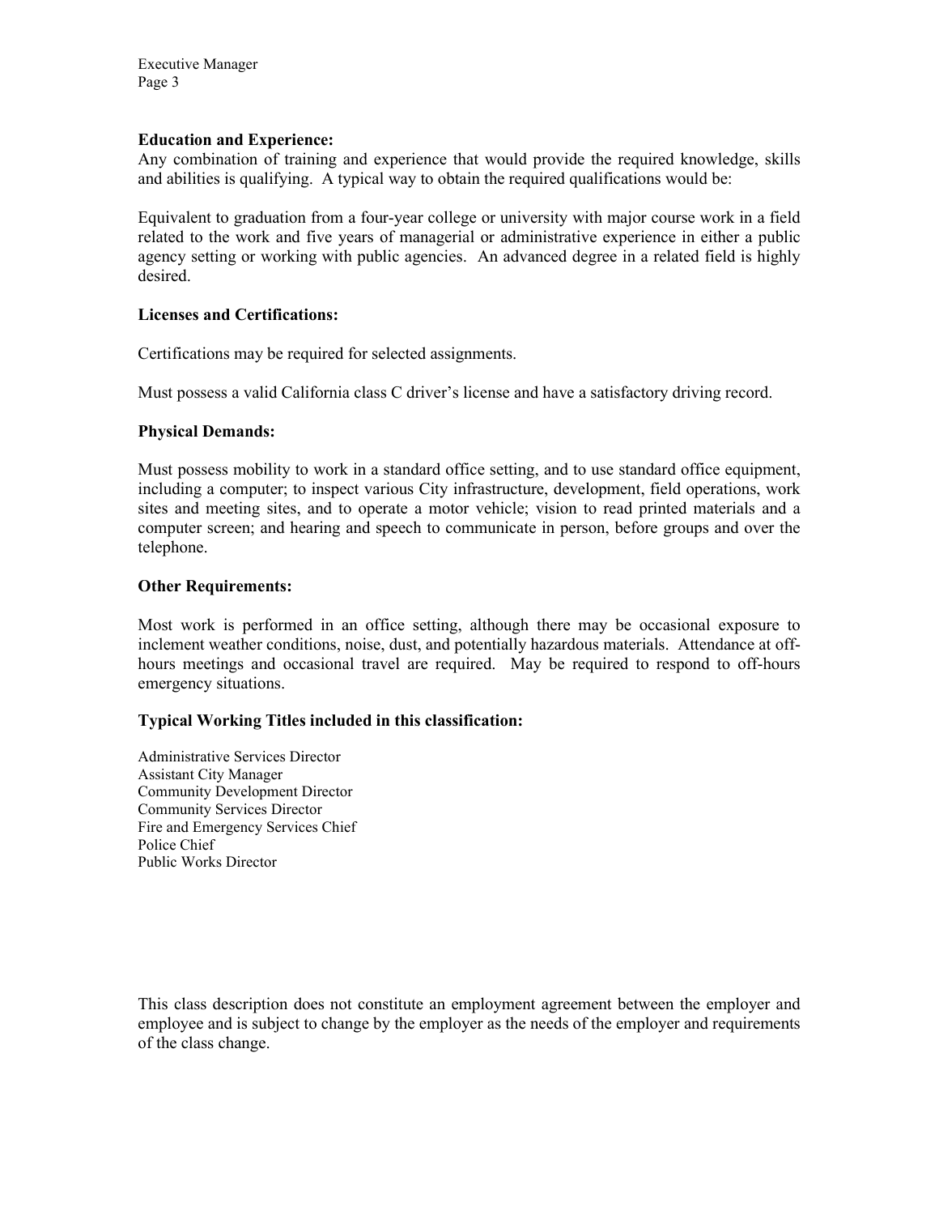**Education and Experience:**
Any combination of training and experience that would provide the required knowledge, skills and abilities is qualifying. A typical way to obtain the required qualifications would be:

Equivalent to graduation from a four-year college or university with major course work in a field related to the work and five years of managerial or administrative experience in either a public agency setting or working with public agencies. An advanced degree in a related field is highly desired.

**Licenses and Certifications:**

Certifications may be required for selected assignments.

Must possess a valid California class C driver's license and have a satisfactory driving record.

**Physical Demands:**

Must possess mobility to work in a standard office setting, and to use standard office equipment, including a computer; to inspect various City infrastructure, development, field operations, work sites and meeting sites, and to operate a motor vehicle; vision to read printed materials and a computer screen; and hearing and speech to communicate in person, before groups and over the telephone.

**Other Requirements:**

Most work is performed in an office setting, although there may be occasional exposure to inclement weather conditions, noise, dust, and potentially hazardous materials. Attendance at off-hours meetings and occasional travel are required. May be required to respond to off-hours emergency situations.

**Typical Working Titles included in this classification:**

Administrative Services Director
Assistant City Manager
Community Development Director
Community Services Director
Fire and Emergency Services Chief
Police Chief
Public Works Director

This class description does not constitute an employment agreement between the employer and employee and is subject to change by the employer as the needs of the employer and requirements of the class change.